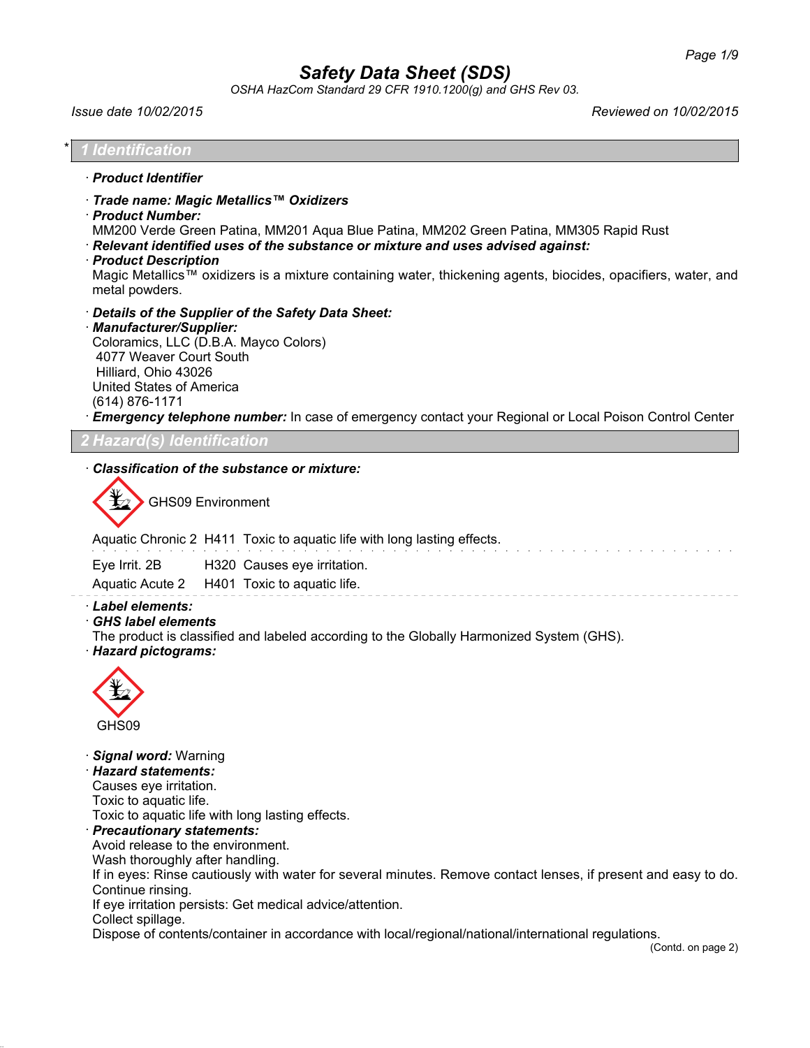# Safety Data Sheet (SDS)

*OSHA HazCom Standard 29 CFR 1910.1200(g) and GHS Rev 03.*

*Issue date 10/02/2015* | *Reviewed on 10/02/2015*

## * 1 Identification

· **Product Identifier**

· **Trade name: Magic Metallics™ Oxidizers**

· **Product Number:**
MM200 Verde Green Patina, MM201 Aqua Blue Patina, MM202 Green Patina, MM305 Rapid Rust

· **Relevant identified uses of the substance or mixture and uses advised against:**

· **Product Description**
Magic Metallics™ oxidizers is a mixture containing water, thickening agents, biocides, opacifiers, water, and metal powders.

· **Details of the Supplier of the Safety Data Sheet:**

· **Manufacturer/Supplier:**
Coloramics, LLC (D.B.A. Mayco Colors)
4077 Weaver Court South
Hilliard, Ohio 43026
United States of America
(614) 876-1171

· **Emergency telephone number:** In case of emergency contact your Regional or Local Poison Control Center

## 2 Hazard(s) Identification

· **Classification of the substance or mixture:**

GHS09 Environment

| | | |
|---|---|---|
| Aquatic Chronic 2 | H411 | Toxic to aquatic life with long lasting effects. |
| Eye Irrit. 2B | H320 | Causes eye irritation. |
| Aquatic Acute 2 | H401 | Toxic to aquatic life. |

· **Label elements:**

· **GHS label elements**
The product is classified and labeled according to the Globally Harmonized System (GHS).

· **Hazard pictograms:**

GHS09

· **Signal word:** Warning

· **Hazard statements:**
Causes eye irritation.
Toxic to aquatic life.
Toxic to aquatic life with long lasting effects.

· **Precautionary statements:**
Avoid release to the environment.
Wash thoroughly after handling.
If in eyes: Rinse cautiously with water for several minutes. Remove contact lenses, if present and easy to do. Continue rinsing.
If eye irritation persists: Get medical advice/attention.
Collect spillage.
Dispose of contents/container in accordance with local/regional/national/international regulations.

(Contd. on page 2)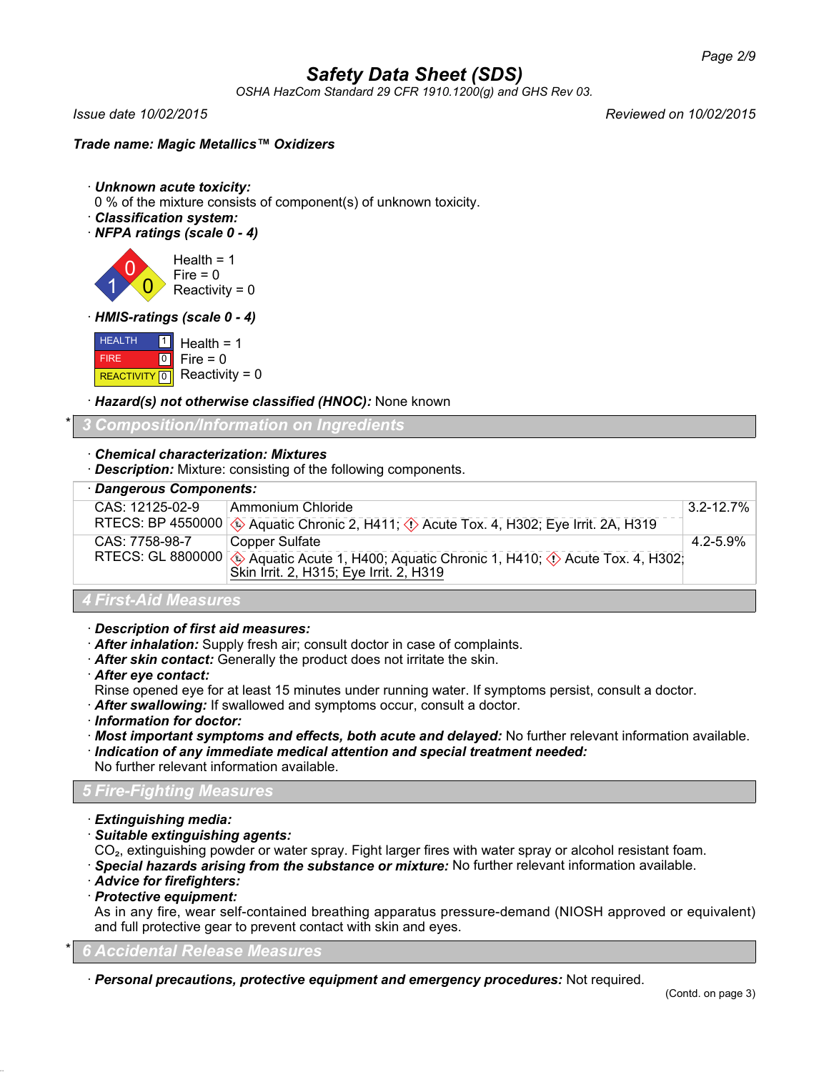# Safety Data Sheet (SDS)

*OSHA HazCom Standard 29 CFR 1910.1200(g) and GHS Rev 03.*

*Issue date 10/02/2015* *Reviewed on 10/02/2015*

**Trade name: Magic Metallics™ Oxidizers**

· ***Unknown acute toxicity:***
0 % of the mixture consists of component(s) of unknown toxicity.
· ***Classification system:***
· ***NFPA ratings (scale 0 - 4)***

Health = 1
Fire = 0
Reactivity = 0

· ***HMIS-ratings (scale 0 - 4)***

| | | |
|---|---|---|
| HEALTH | 1 | Health = 1 |
| FIRE | 0 | Fire = 0 |
| REACTIVITY | 0 | Reactivity = 0 |

· ***Hazard(s) not otherwise classified (HNOC):*** None known

## * 3 Composition/Information on Ingredients

· ***Chemical characterization: Mixtures***
· ***Description:*** Mixture: consisting of the following components.

· ***Dangerous Components:***

| | | |
|---|---|---|
| CAS: 12125-02-9<br>RTECS: BP 4550000 | Ammonium Chloride<br>Aquatic Chronic 2, H411; Acute Tox. 4, H302; Eye Irrit. 2A, H319 | 3.2-12.7% |
| CAS: 7758-98-7<br>RTECS: GL 8800000 | Copper Sulfate<br>Aquatic Acute 1, H400; Aquatic Chronic 1, H410; Acute Tox. 4, H302; Skin Irrit. 2, H315; Eye Irrit. 2, H319 | 4.2-5.9% |

## 4 First-Aid Measures

· ***Description of first aid measures:***
· ***After inhalation:*** Supply fresh air; consult doctor in case of complaints.
· ***After skin contact:*** Generally the product does not irritate the skin.
· ***After eye contact:***
Rinse opened eye for at least 15 minutes under running water. If symptoms persist, consult a doctor.
· ***After swallowing:*** If swallowed and symptoms occur, consult a doctor.
· ***Information for doctor:***
· ***Most important symptoms and effects, both acute and delayed:*** No further relevant information available.
· ***Indication of any immediate medical attention and special treatment needed:***
No further relevant information available.

## 5 Fire-Fighting Measures

· ***Extinguishing media:***
· ***Suitable extinguishing agents:***
$CO_2$, extinguishing powder or water spray. Fight larger fires with water spray or alcohol resistant foam.
· ***Special hazards arising from the substance or mixture:*** No further relevant information available.
· ***Advice for firefighters:***
· ***Protective equipment:***
As in any fire, wear self-contained breathing apparatus pressure-demand (NIOSH approved or equivalent) and full protective gear to prevent contact with skin and eyes.

## * 6 Accidental Release Measures

· ***Personal precautions, protective equipment and emergency procedures:*** Not required.

(Contd. on page 3)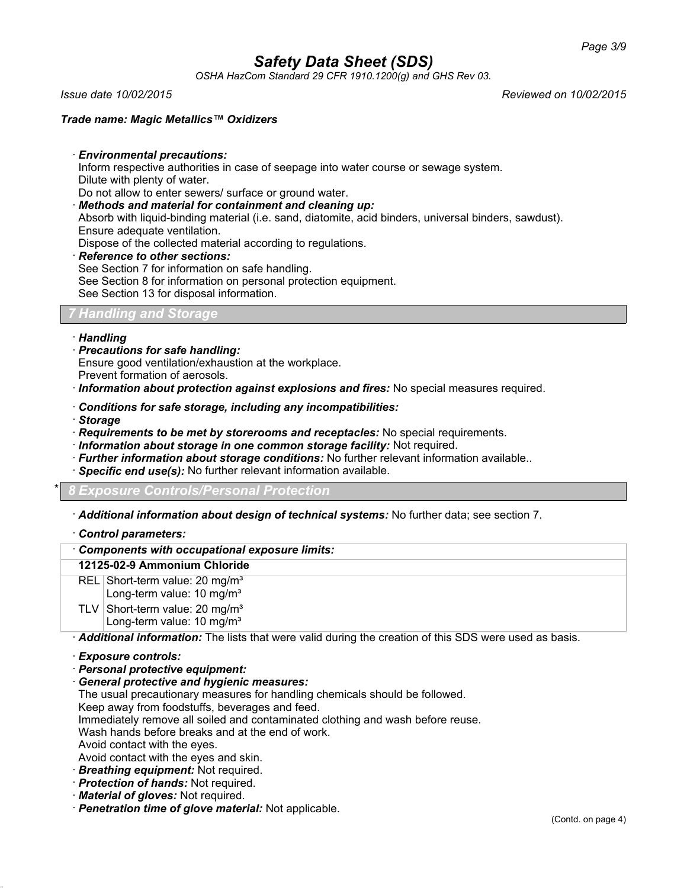· ***Environmental precautions:***
Inform respective authorities in case of seepage into water course or sewage system.
Dilute with plenty of water.
Do not allow to enter sewers/ surface or ground water.

· ***Methods and material for containment and cleaning up:***
Absorb with liquid-binding material (i.e. sand, diatomite, acid binders, universal binders, sawdust).
Ensure adequate ventilation.
Dispose of the collected material according to regulations.

· ***Reference to other sections:***
See Section 7 for information on safe handling.
See Section 8 for information on personal protection equipment.
See Section 13 for disposal information.

## 7 Handling and Storage

· ***Handling***

· ***Precautions for safe handling:***
Ensure good ventilation/exhaustion at the workplace.
Prevent formation of aerosols.

· ***Information about protection against explosions and fires:*** No special measures required.

· ***Conditions for safe storage, including any incompatibilities:***

· ***Storage***

· ***Requirements to be met by storerooms and receptacles:*** No special requirements.

· ***Information about storage in one common storage facility:*** Not required.

· ***Further information about storage conditions:*** No further relevant information available..

· ***Specific end use(s):*** No further relevant information available.

## * 8 Exposure Controls/Personal Protection

· ***Additional information about design of technical systems:*** No further data; see section 7.

· ***Control parameters:***

| · **Components with occupational exposure limits:** | |
|---|---|
| **12125-02-9 Ammonium Chloride** | |
| REL | Short-term value: 20 mg/m³<br>Long-term value: 10 mg/m³ |
| TLV | Short-term value: 20 mg/m³<br>Long-term value: 10 mg/m³ |

· ***Additional information:*** The lists that were valid during the creation of this SDS were used as basis.

· ***Exposure controls:***

· ***Personal protective equipment:***

· ***General protective and hygienic measures:***
The usual precautionary measures for handling chemicals should be followed.
Keep away from foodstuffs, beverages and feed.
Immediately remove all soiled and contaminated clothing and wash before reuse.
Wash hands before breaks and at the end of work.
Avoid contact with the eyes.
Avoid contact with the eyes and skin.

· ***Breathing equipment:*** Not required.

· ***Protection of hands:*** Not required.

· ***Material of gloves:*** Not required.

· ***Penetration time of glove material:*** Not applicable.

(Contd. on page 4)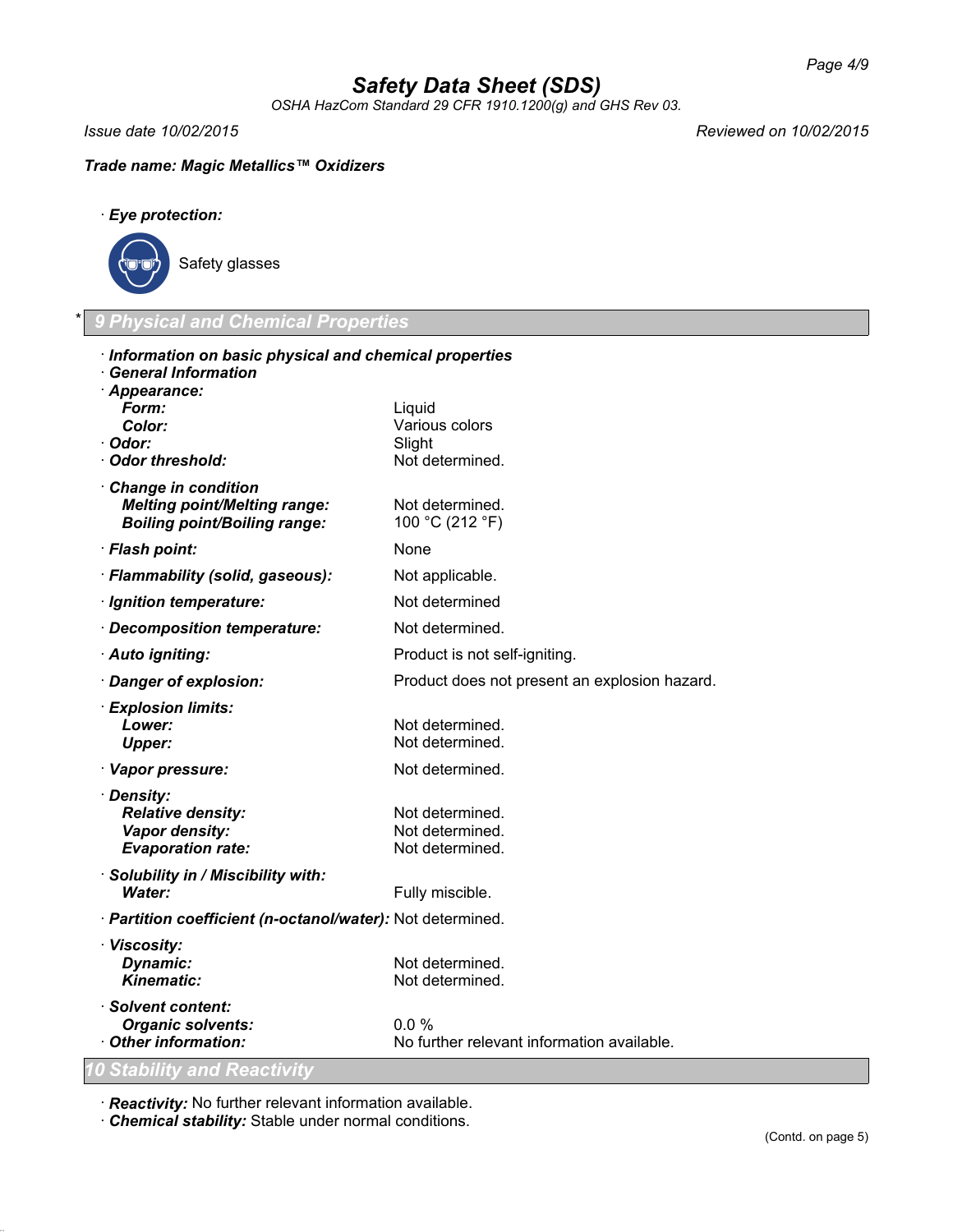**Trade name: Magic Metallics™ Oxidizers**

· **Eye protection:**

Safety glasses

## * 9 Physical and Chemical Properties

· **Information on basic physical and chemical properties**
· **General Information**
· **Appearance:**

| | |
|---|---|
| **Form:** | Liquid |
| **Color:** | Various colors |
| · **Odor:** | Slight |
| · **Odor threshold:** | Not determined. |
| · **Change in condition** | |
| **Melting point/Melting range:** | Not determined. |
| **Boiling point/Boiling range:** | 100 °C (212 °F) |
| · **Flash point:** | None |
| · **Flammability (solid, gaseous):** | Not applicable. |
| · **Ignition temperature:** | Not determined |
| · **Decomposition temperature:** | Not determined. |
| · **Auto igniting:** | Product is not self-igniting. |
| · **Danger of explosion:** | Product does not present an explosion hazard. |
| · **Explosion limits:** | |
| **Lower:** | Not determined. |
| **Upper:** | Not determined. |
| · **Vapor pressure:** | Not determined. |
| · **Density:** | |
| **Relative density:** | Not determined. |
| **Vapor density:** | Not determined. |
| **Evaporation rate:** | Not determined. |
| · **Solubility in / Miscibility with:** | |
| **Water:** | Fully miscible. |
| · **Partition coefficient (n-octanol/water):** | Not determined. |
| · **Viscosity:** | |
| **Dynamic:** | Not determined. |
| **Kinematic:** | Not determined. |
| · **Solvent content:** | |
| **Organic solvents:** | 0.0 % |
| · **Other information:** | No further relevant information available. |

## 10 Stability and Reactivity

· **Reactivity:** No further relevant information available.
· **Chemical stability:** Stable under normal conditions.

(Contd. on page 5)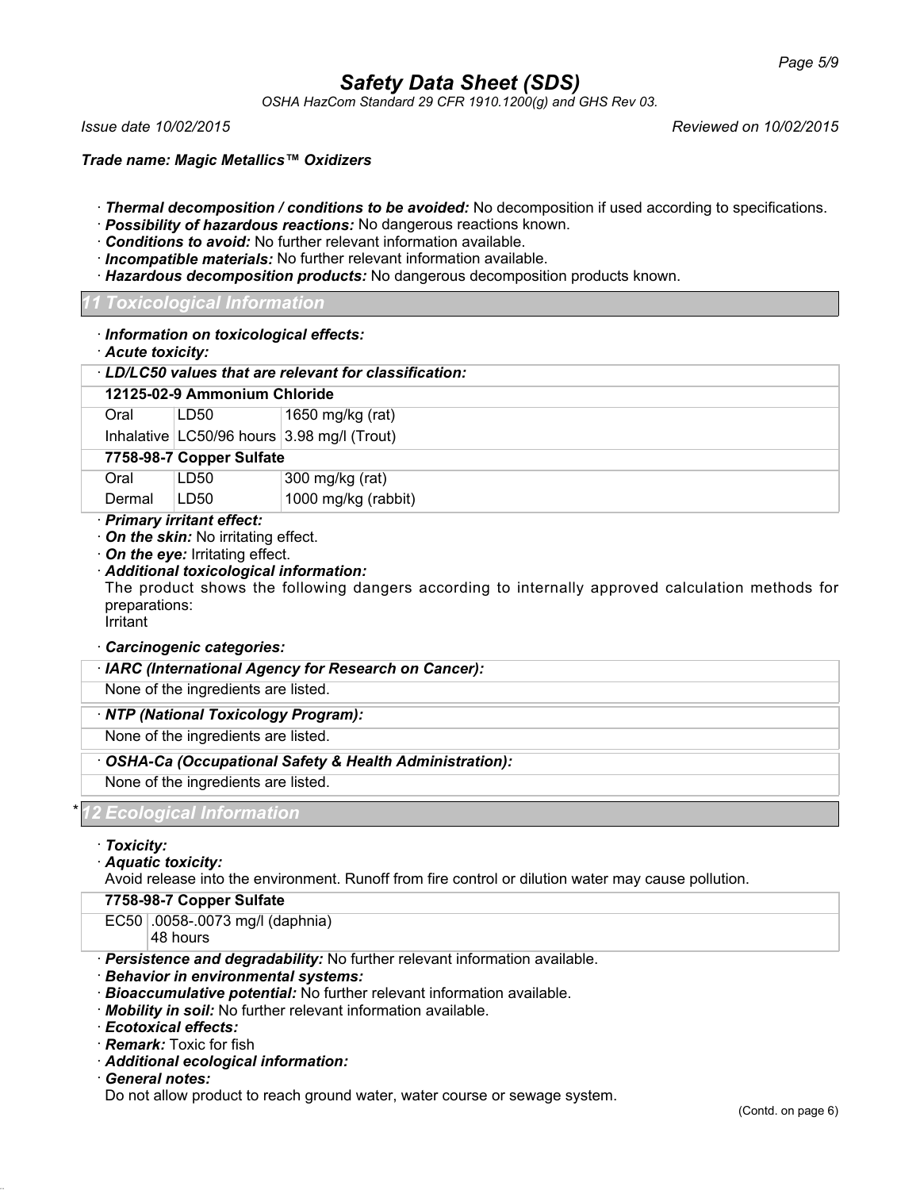# Safety Data Sheet (SDS)

*OSHA HazCom Standard 29 CFR 1910.1200(g) and GHS Rev 03.*

*Issue date 10/02/2015* *Reviewed on 10/02/2015*

***Trade name: Magic Metallics™ Oxidizers***

· ***Thermal decomposition / conditions to be avoided:*** No decomposition if used according to specifications.
· ***Possibility of hazardous reactions:*** No dangerous reactions known.
· ***Conditions to avoid:*** No further relevant information available.
· ***Incompatible materials:*** No further relevant information available.
· ***Hazardous decomposition products:*** No dangerous decomposition products known.

## 11 Toxicological Information

· ***Information on toxicological effects:***
· ***Acute toxicity:***

| · ***LD/LC50 values that are relevant for classification:*** | | |
|---|---|---|
| **12125-02-9 Ammonium Chloride** | | |
| Oral | LD50 | 1650 mg/kg (rat) |
| Inhalative | LC50/96 hours | 3.98 mg/l (Trout) |
| **7758-98-7 Copper Sulfate** | | |
| Oral | LD50 | 300 mg/kg (rat) |
| Dermal | LD50 | 1000 mg/kg (rabbit) |

· ***Primary irritant effect:***
· ***On the skin:*** No irritating effect.
· ***On the eye:*** Irritating effect.
· ***Additional toxicological information:***
The product shows the following dangers according to internally approved calculation methods for preparations:
Irritant

· ***Carcinogenic categories:***

· ***IARC (International Agency for Research on Cancer):***

None of the ingredients are listed.

· ***NTP (National Toxicology Program):***

None of the ingredients are listed.

· ***OSHA-Ca (Occupational Safety & Health Administration):***

None of the ingredients are listed.

## * 12 Ecological Information

· ***Toxicity:***
· ***Aquatic toxicity:***
Avoid release into the environment. Runoff from fire control or dilution water may cause pollution.

| **7758-98-7 Copper Sulfate** | |
|---|---|
| EC50 | .0058-.0073 mg/l (daphnia) 48 hours |

· ***Persistence and degradability:*** No further relevant information available.
· ***Behavior in environmental systems:***
· ***Bioaccumulative potential:*** No further relevant information available.
· ***Mobility in soil:*** No further relevant information available.
· ***Ecotoxical effects:***
· ***Remark:*** Toxic for fish
· ***Additional ecological information:***
· ***General notes:***
Do not allow product to reach ground water, water course or sewage system.

(Contd. on page 6)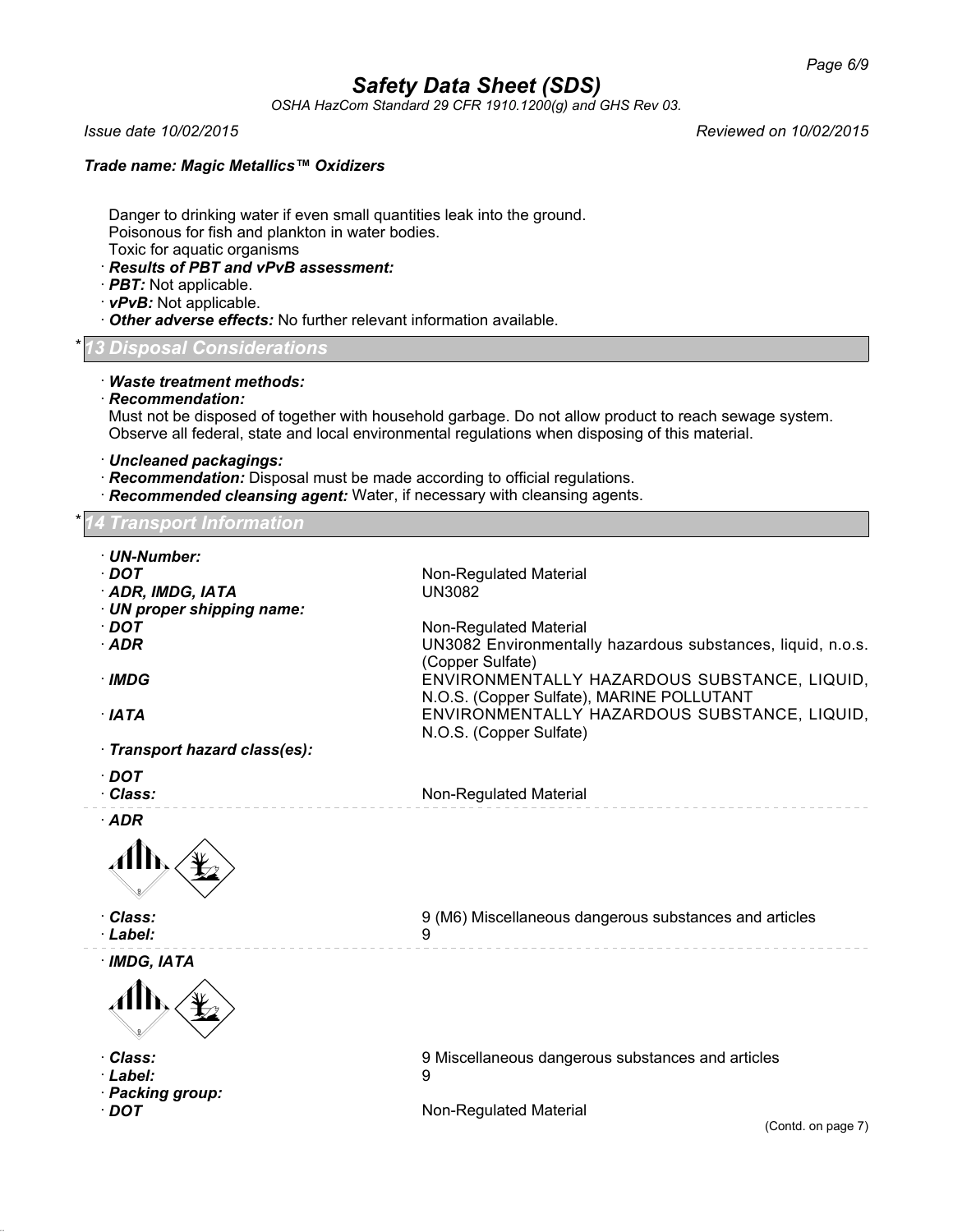Danger to drinking water if even small quantities leak into the ground.
Poisonous for fish and plankton in water bodies.
Toxic for aquatic organisms

· ***Results of PBT and vPvB assessment:***
· ***PBT:*** Not applicable.
· ***vPvB:*** Not applicable.
· ***Other adverse effects:*** No further relevant information available.

## * 13 Disposal Considerations

· ***Waste treatment methods:***
· ***Recommendation:***
Must not be disposed of together with household garbage. Do not allow product to reach sewage system. Observe all federal, state and local environmental regulations when disposing of this material.

· ***Uncleaned packagings:***
· ***Recommendation:*** Disposal must be made according to official regulations.
· ***Recommended cleansing agent:*** Water, if necessary with cleansing agents.

## * 14 Transport Information

· ***UN-Number:***
· ***DOT*** Non-Regulated Material
· ***ADR, IMDG, IATA*** UN3082

· ***UN proper shipping name:***
· ***DOT*** Non-Regulated Material
· ***ADR*** UN3082 Environmentally hazardous substances, liquid, n.o.s. (Copper Sulfate)
· ***IMDG*** ENVIRONMENTALLY HAZARDOUS SUBSTANCE, LIQUID, N.O.S. (Copper Sulfate), MARINE POLLUTANT
· ***IATA*** ENVIRONMENTALLY HAZARDOUS SUBSTANCE, LIQUID, N.O.S. (Copper Sulfate)

· ***Transport hazard class(es):***

· ***DOT***
· ***Class:*** Non-Regulated Material

· ***ADR***
· ***Class:*** 9 (M6) Miscellaneous dangerous substances and articles
· ***Label:*** 9

· ***IMDG, IATA***
· ***Class:*** 9 Miscellaneous dangerous substances and articles
· ***Label:*** 9

· ***Packing group:***
· ***DOT*** Non-Regulated Material

(Contd. on page 7)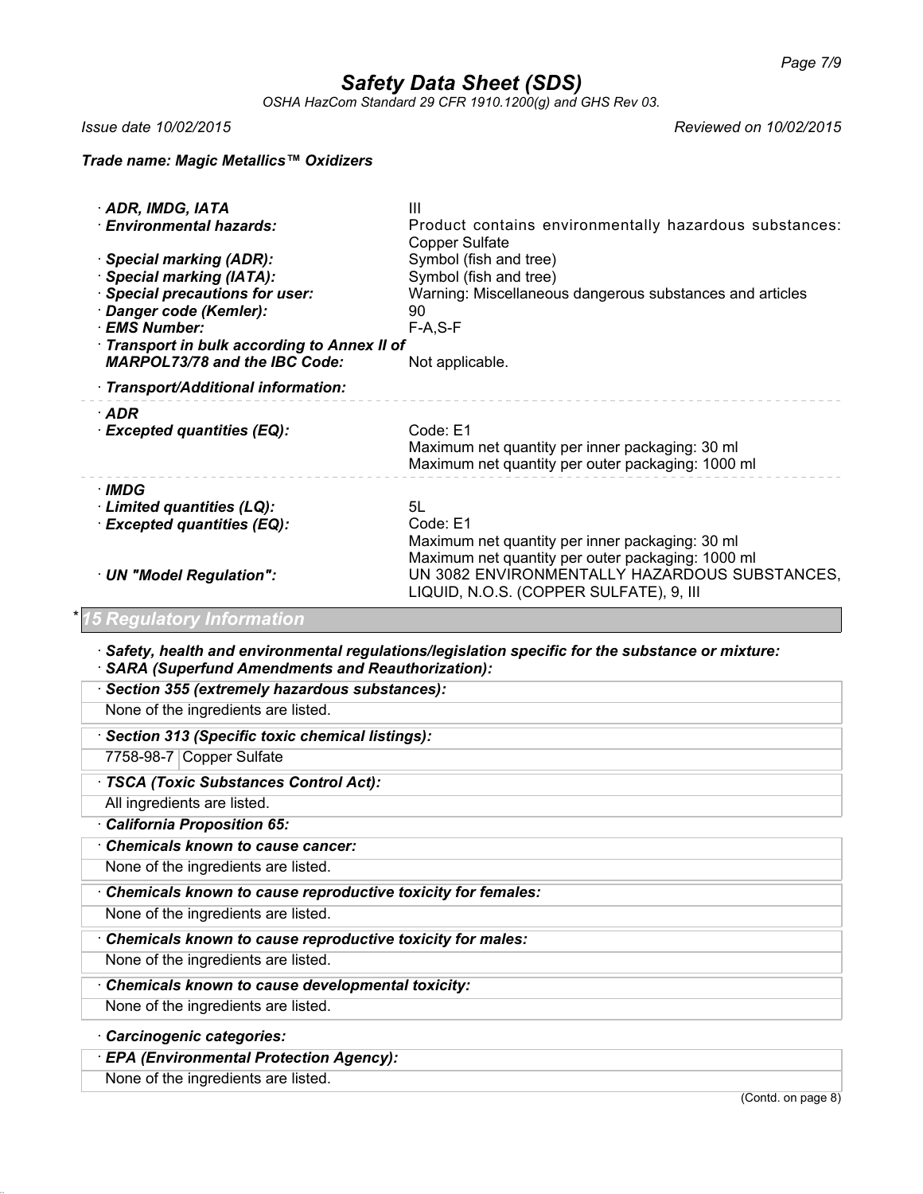**Trade name: Magic Metallics™ Oxidizers**

· **ADR, IMDG, IATA** III
· **Environmental hazards:** Product contains environmentally hazardous substances: Copper Sulfate
· **Special marking (ADR):** Symbol (fish and tree)
· **Special marking (IATA):** Symbol (fish and tree)
· **Special precautions for user:** Warning: Miscellaneous dangerous substances and articles
· **Danger code (Kemler):** 90
· **EMS Number:** F-A,S-F
· **Transport in bulk according to Annex II of MARPOL73/78 and the IBC Code:** Not applicable.

· **Transport/Additional information:**

· **ADR**
· **Excepted quantities (EQ):** Code: E1
Maximum net quantity per inner packaging: 30 ml
Maximum net quantity per outer packaging: 1000 ml

· **IMDG**
· **Limited quantities (LQ):** 5L
· **Excepted quantities (EQ):** Code: E1
Maximum net quantity per inner packaging: 30 ml
Maximum net quantity per outer packaging: 1000 ml
· **UN "Model Regulation":** UN 3082 ENVIRONMENTALLY HAZARDOUS SUBSTANCES, LIQUID, N.O.S. (COPPER SULFATE), 9, III

## * 15 Regulatory Information

· ***Safety, health and environmental regulations/legislation specific for the substance or mixture:***
· ***SARA (Superfund Amendments and Reauthorization):***

· ***Section 355 (extremely hazardous substances):***
None of the ingredients are listed.

· ***Section 313 (Specific toxic chemical listings):***

| 7758-98-7 | Copper Sulfate |
|---|---|

· ***TSCA (Toxic Substances Control Act):***
All ingredients are listed.

· ***California Proposition 65:***

· ***Chemicals known to cause cancer:***
None of the ingredients are listed.

· ***Chemicals known to cause reproductive toxicity for females:***
None of the ingredients are listed.

· ***Chemicals known to cause reproductive toxicity for males:***
None of the ingredients are listed.

· ***Chemicals known to cause developmental toxicity:***
None of the ingredients are listed.

· ***Carcinogenic categories:***

· ***EPA (Environmental Protection Agency):***
None of the ingredients are listed.

(Contd. on page 8)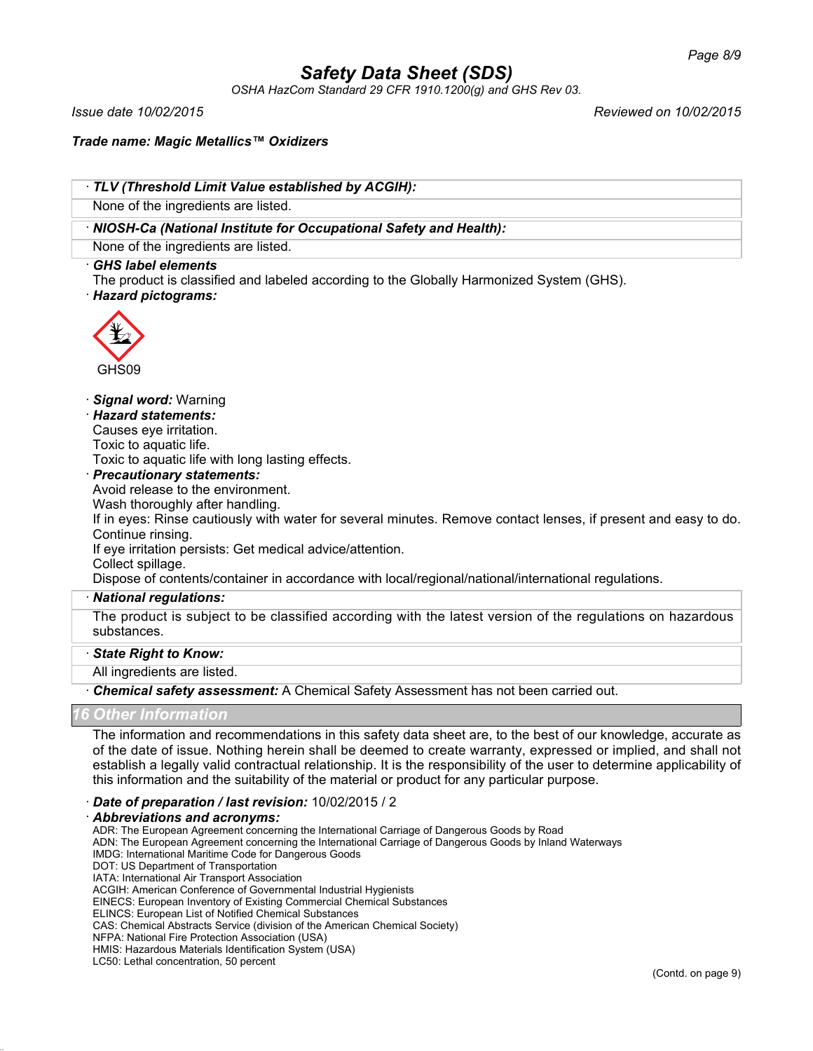· **TLV (Threshold Limit Value established by ACGIH):**

None of the ingredients are listed.

· **NIOSH-Ca (National Institute for Occupational Safety and Health):**

None of the ingredients are listed.

· **GHS label elements**

The product is classified and labeled according to the Globally Harmonized System (GHS).

· **Hazard pictograms:**

GHS09

· **Signal word:** Warning

· **Hazard statements:**

Causes eye irritation.
Toxic to aquatic life.
Toxic to aquatic life with long lasting effects.

· **Precautionary statements:**

Avoid release to the environment.
Wash thoroughly after handling.
If in eyes: Rinse cautiously with water for several minutes. Remove contact lenses, if present and easy to do. Continue rinsing.
If eye irritation persists: Get medical advice/attention.
Collect spillage.
Dispose of contents/container in accordance with local/regional/national/international regulations.

· **National regulations:**

The product is subject to be classified according with the latest version of the regulations on hazardous substances.

· **State Right to Know:**

All ingredients are listed.

· **Chemical safety assessment:** A Chemical Safety Assessment has not been carried out.

## 16 Other Information

The information and recommendations in this safety data sheet are, to the best of our knowledge, accurate as of the date of issue. Nothing herein shall be deemed to create warranty, expressed or implied, and shall not establish a legally valid contractual relationship. It is the responsibility of the user to determine applicability of this information and the suitability of the material or product for any particular purpose.

· **Date of preparation / last revision:** 10/02/2015 / 2

· **Abbreviations and acronyms:**

ADR: The European Agreement concerning the International Carriage of Dangerous Goods by Road
ADN: The European Agreement concerning the International Carriage of Dangerous Goods by Inland Waterways
IMDG: International Maritime Code for Dangerous Goods
DOT: US Department of Transportation
IATA: International Air Transport Association
ACGIH: American Conference of Governmental Industrial Hygienists
EINECS: European Inventory of Existing Commercial Chemical Substances
ELINCS: European List of Notified Chemical Substances
CAS: Chemical Abstracts Service (division of the American Chemical Society)
NFPA: National Fire Protection Association (USA)
HMIS: Hazardous Materials Identification System (USA)
LC50: Lethal concentration, 50 percent

(Contd. on page 9)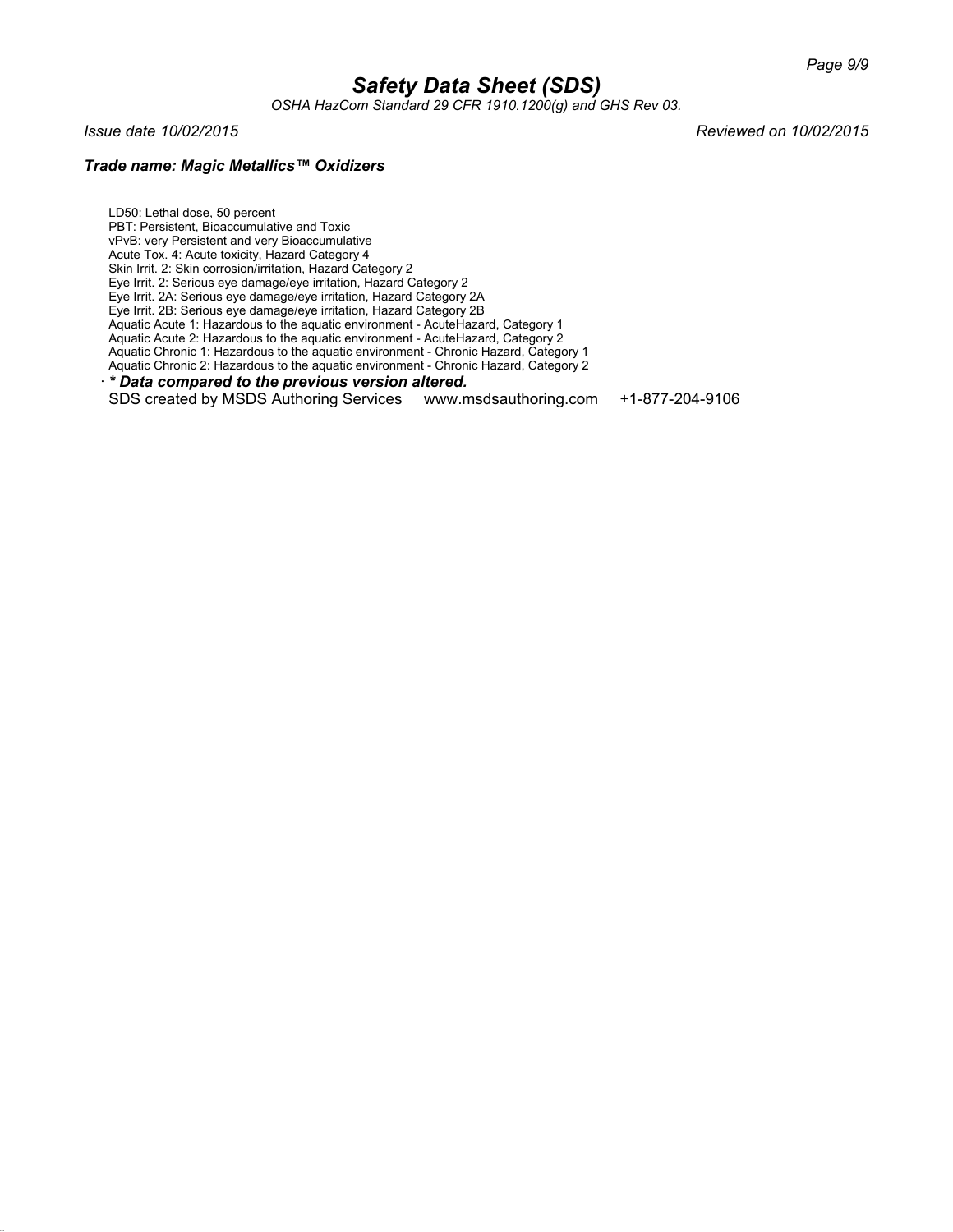LD50: Lethal dose, 50 percent
PBT: Persistent, Bioaccumulative and Toxic
vPvB: very Persistent and very Bioaccumulative
Acute Tox. 4: Acute toxicity, Hazard Category 4
Skin Irrit. 2: Skin corrosion/irritation, Hazard Category 2
Eye Irrit. 2: Serious eye damage/eye irritation, Hazard Category 2
Eye Irrit. 2A: Serious eye damage/eye irritation, Hazard Category 2A
Eye Irrit. 2B: Serious eye damage/eye irritation, Hazard Category 2B
Aquatic Acute 1: Hazardous to the aquatic environment - AcuteHazard, Category 1
Aquatic Acute 2: Hazardous to the aquatic environment - AcuteHazard, Category 2
Aquatic Chronic 1: Hazardous to the aquatic environment - Chronic Hazard, Category 1
Aquatic Chronic 2: Hazardous to the aquatic environment - Chronic Hazard, Category 2

· ***\* Data compared to the previous version altered.***

SDS created by MSDS Authoring Services www.msdsauthoring.com +1-877-204-9106